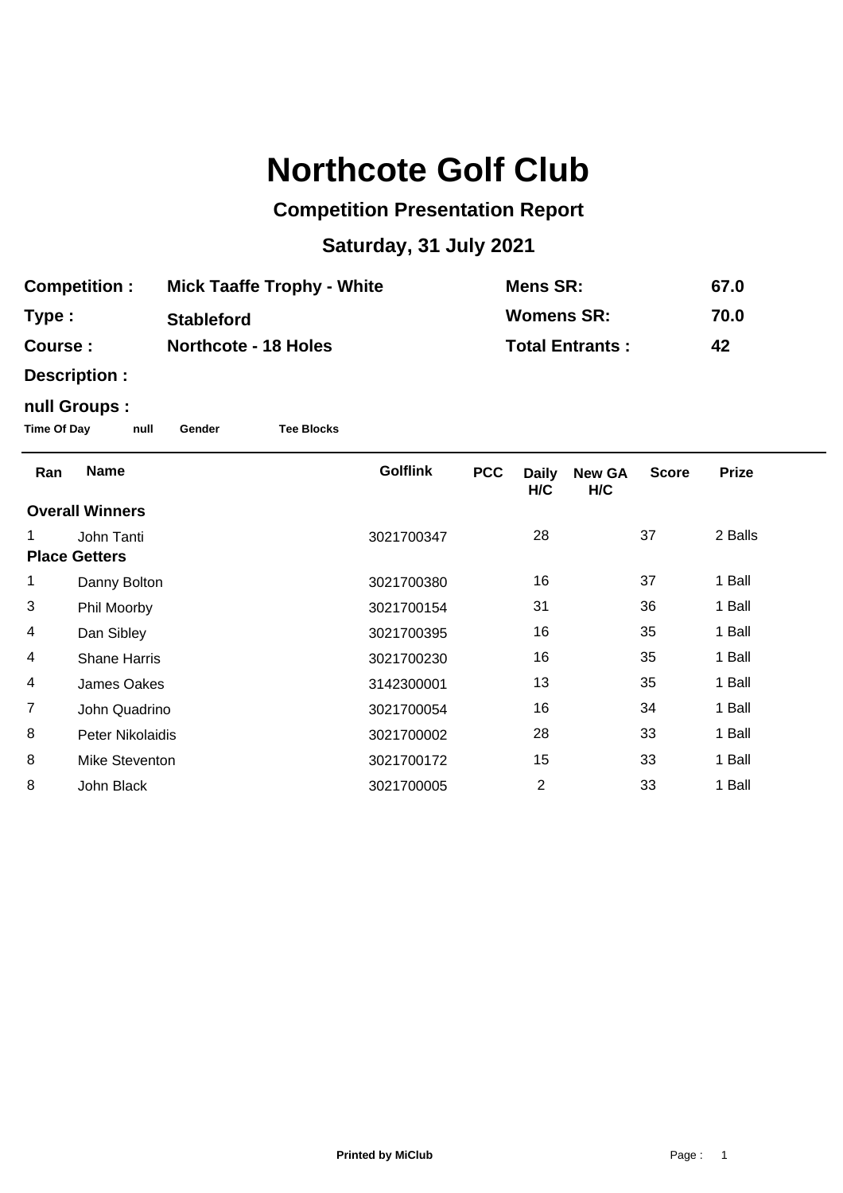# Northcote Golf Club

## Competition Presentation Report

### Saturday, 31 July 2021

| | | | |
|---|---|---|---|
| **Competition :** | **Mick Taaffe Trophy - White** | **Mens SR:** | **67.0** |
| **Type :** | **Stableford** | **Womens SR:** | **70.0** |
| **Course :** | **Northcote - 18 Holes** | **Total Entrants :** | **42** |

**Description :**

**null Groups :**

**Time Of Day** **null** **Gender** **Tee Blocks**

| Ran | Name | Golflink | PCC | Daily H/C | New GA H/C | Score | Prize |
|---|---|---|---|---|---|---|---|
| **Overall Winners** | | | | | | | |
| 1 | John Tanti | 3021700347 | | 28 | | 37 | 2 Balls |
| **Place Getters** | | | | | | | |
| 1 | Danny Bolton | 3021700380 | | 16 | | 37 | 1 Ball |
| 3 | Phil Moorby | 3021700154 | | 31 | | 36 | 1 Ball |
| 4 | Dan Sibley | 3021700395 | | 16 | | 35 | 1 Ball |
| 4 | Shane Harris | 3021700230 | | 16 | | 35 | 1 Ball |
| 4 | James Oakes | 3142300001 | | 13 | | 35 | 1 Ball |
| 7 | John Quadrino | 3021700054 | | 16 | | 34 | 1 Ball |
| 8 | Peter Nikolaidis | 3021700002 | | 28 | | 33 | 1 Ball |
| 8 | Mike Steventon | 3021700172 | | 15 | | 33 | 1 Ball |
| 8 | John Black | 3021700005 | | 2 | | 33 | 1 Ball |

**Printed by MiClub**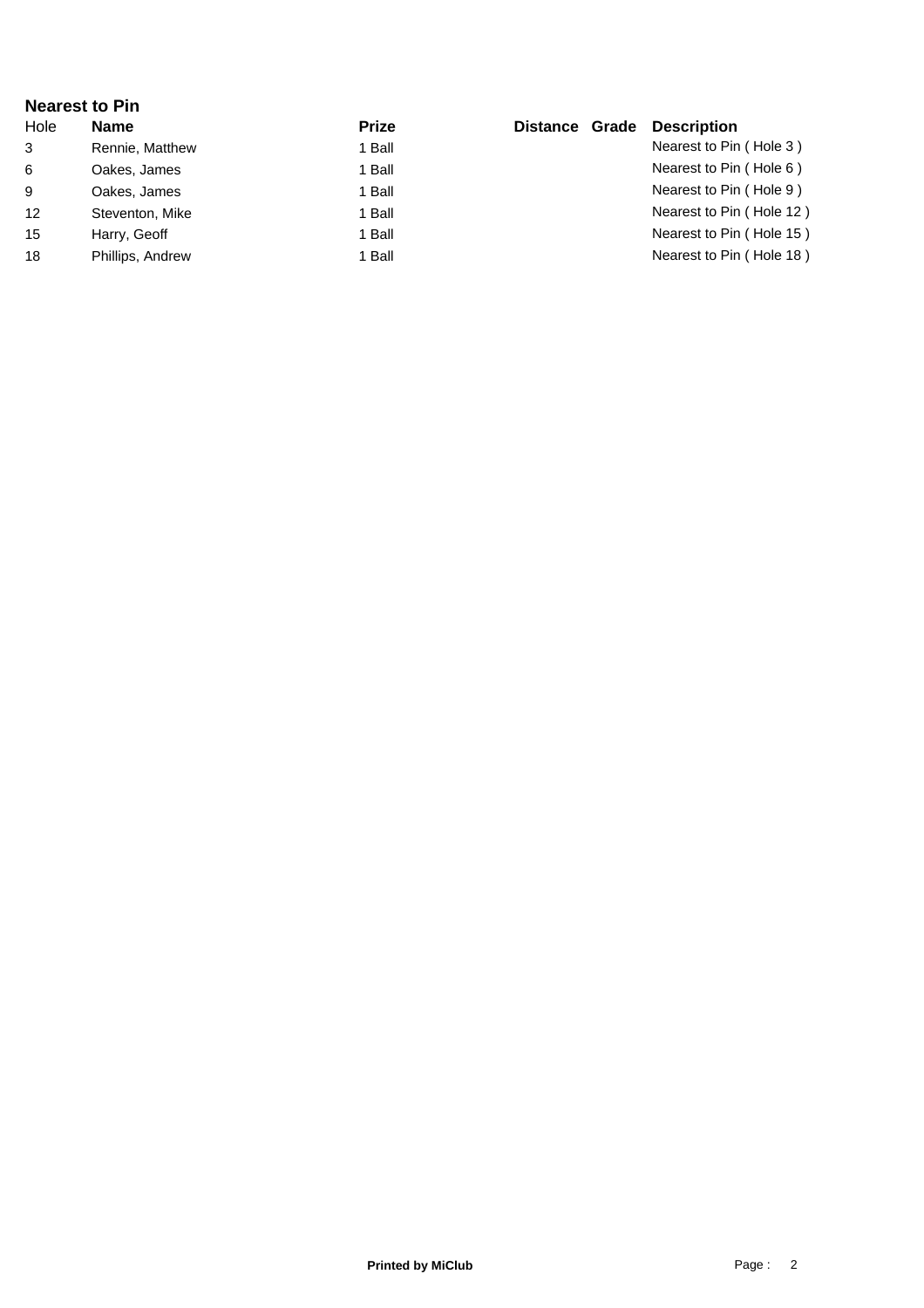## Nearest to Pin

| Hole | Name | Prize | Distance | Grade | Description |
|---|---|---|---|---|---|
| 3 | Rennie, Matthew | 1 Ball | | | Nearest to Pin ( Hole 3 ) |
| 6 | Oakes, James | 1 Ball | | | Nearest to Pin ( Hole 6 ) |
| 9 | Oakes, James | 1 Ball | | | Nearest to Pin ( Hole 9 ) |
| 12 | Steventon, Mike | 1 Ball | | | Nearest to Pin ( Hole 12 ) |
| 15 | Harry, Geoff | 1 Ball | | | Nearest to Pin ( Hole 15 ) |
| 18 | Phillips, Andrew | 1 Ball | | | Nearest to Pin ( Hole 18 ) |